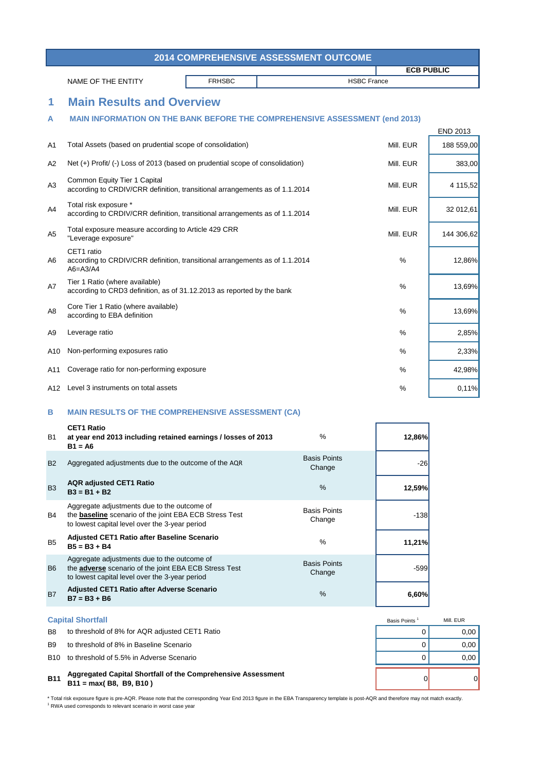# 2014 COMPREHENSIVE ASSESSMENT OUTCOME

**ECB PUBLIC**

| NAME OF THE ENTITY | FRHSBC | HSBC France |
|---|---|---|

## 1 Main Results and Overview

### A MAIN INFORMATION ON THE BANK BEFORE THE COMPREHENSIVE ASSESSMENT (end 2013)

| | | | END 2013 |
|---|---|---|---|
| A1 | Total Assets (based on prudential scope of consolidation) | Mill. EUR | 188 559,00 |
| A2 | Net (+) Profit/ (-) Loss of 2013 (based on prudential scope of consolidation) | Mill. EUR | 383,00 |
| A3 | Common Equity Tier 1 Capital according to CRDIV/CRR definition, transitional arrangements as of 1.1.2014 | Mill. EUR | 4 115,52 |
| A4 | Total risk exposure * according to CRDIV/CRR definition, transitional arrangements as of 1.1.2014 | Mill. EUR | 32 012,61 |
| A5 | Total exposure measure according to Article 429 CRR "Leverage exposure" | Mill. EUR | 144 306,62 |
| A6 | CET1 ratio according to CRDIV/CRR definition, transitional arrangements as of 1.1.2014 A6=A3/A4 | % | 12,86% |
| A7 | Tier 1 Ratio (where available) according to CRD3 definition, as of 31.12.2013 as reported by the bank | % | 13,69% |
| A8 | Core Tier 1 Ratio (where available) according to EBA definition | % | 13,69% |
| A9 | Leverage ratio | % | 2,85% |
| A10 | Non-performing exposures ratio | % | 2,33% |
| A11 | Coverage ratio for non-performing exposure | % | 42,98% |
| A12 | Level 3 instruments on total assets | % | 0,11% |

### B MAIN RESULTS OF THE COMPREHENSIVE ASSESSMENT (CA)

| | | | |
|---|---|---|---|
| B1 | **CET1 Ratio at year end 2013 including retained earnings / losses of 2013 B1 = A6** | % | **12,86%** |
| B2 | Aggregated adjustments due to the outcome of the AQR | Basis Points Change | -26 |
| B3 | **AQR adjusted CET1 Ratio B3 = B1 + B2** | % | **12,59%** |
| B4 | Aggregate adjustments due to the outcome of the **baseline** scenario of the joint EBA ECB Stress Test to lowest capital level over the 3-year period | Basis Points Change | -138 |
| B5 | **Adjusted CET1 Ratio after Baseline Scenario B5 = B3 + B4** | % | **11,21%** |
| B6 | Aggregate adjustments due to the outcome of the **adverse** scenario of the joint EBA ECB Stress Test to lowest capital level over the 3-year period | Basis Points Change | -599 |
| B7 | **Adjusted CET1 Ratio after Adverse Scenario B7 = B3 + B6** | % | **6,60%** |

#### Capital Shortfall

| | | Basis Points [1] | Mill. EUR |
|---|---|---|---|
| B8 | to threshold of 8% for AQR adjusted CET1 Ratio | 0 | 0,00 |
| B9 | to threshold of 8% in Baseline Scenario | 0 | 0,00 |
| B10 | to threshold of 5.5% in Adverse Scenario | 0 | 0,00 |
| **B11** | **Aggregated Capital Shortfall of the Comprehensive Assessment B11 = max( B8, B9, B10 )** | 0 | 0 |

* Total risk exposure figure is pre-AQR. Please note that the corresponding Year End 2013 figure in the EBA Transparency template is post-AQR and therefore may not match exactly.

[1] RWA used corresponds to relevant scenario in worst case year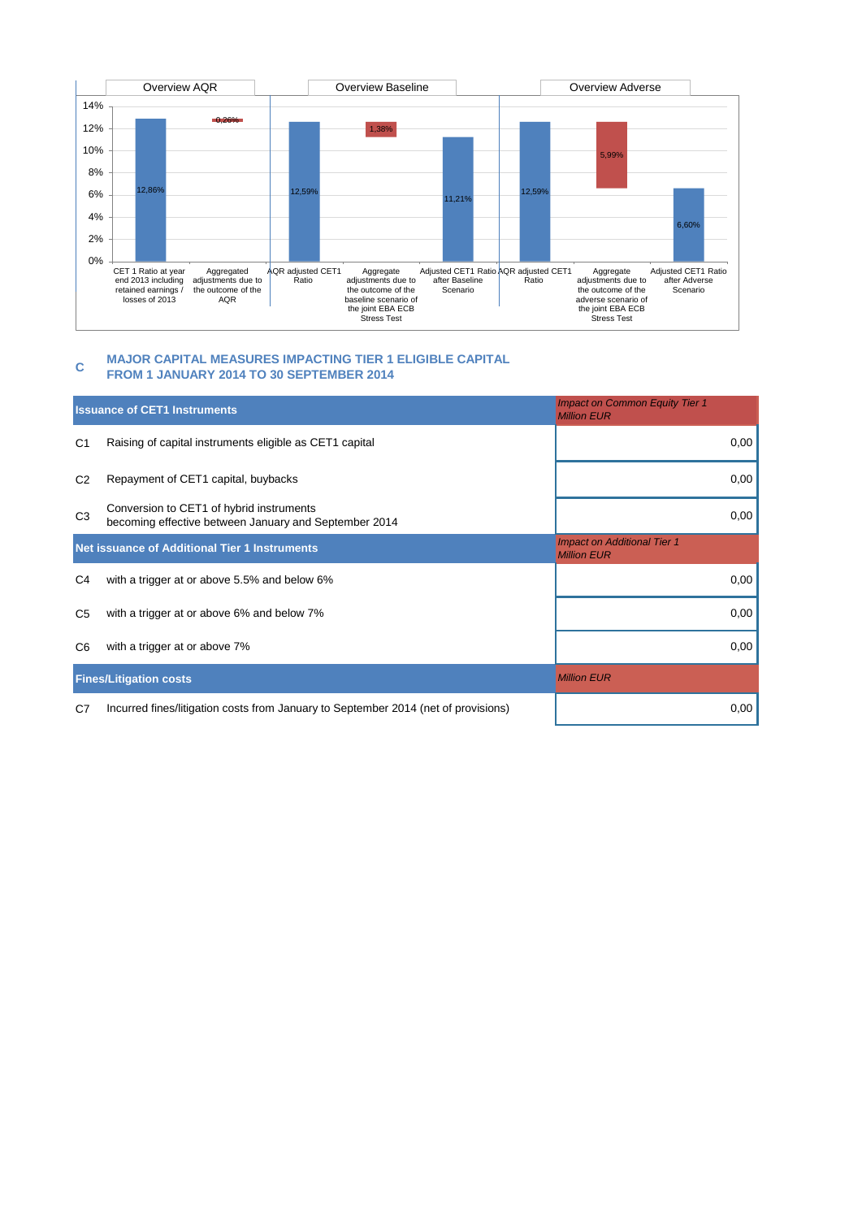Overview AQR

Overview Baseline

Overview Adverse

14%
12%
10%
8%
6%
4%
2%
0%

12,86%
0,26%
12,59%
1,38%
11,21%
12,59%
5,99%
6,60%

CET 1 Ratio at year end 2013 including retained earnings / losses of 2013

Aggregated adjustments due to the outcome of the AQR

AQR adjusted CET1 Ratio

Aggregate adjustments due to the outcome of the baseline scenario of the joint EBA ECB Stress Test

Adjusted CET1 Ratio after Baseline Scenario

AQR adjusted CET1 Ratio

Aggregate adjustments due to the outcome of the adverse scenario of the joint EBA ECB Stress Test

Adjusted CET1 Ratio after Adverse Scenario

## C MAJOR CAPITAL MEASURES IMPACTING TIER 1 ELIGIBLE CAPITAL FROM 1 JANUARY 2014 TO 30 SEPTEMBER 2014

| | Issuance of CET1 Instruments | *Impact on Common Equity Tier 1 Million EUR* |
|---|---|---|
| C1 | Raising of capital instruments eligible as CET1 capital | 0,00 |
| C2 | Repayment of CET1 capital, buybacks | 0,00 |
| C3 | Conversion to CET1 of hybrid instruments becoming effective between January and September 2014 | 0,00 |
| | **Net issuance of Additional Tier 1 Instruments** | *Impact on Additional Tier 1 Million EUR* |
| C4 | with a trigger at or above 5.5% and below 6% | 0,00 |
| C5 | with a trigger at or above 6% and below 7% | 0,00 |
| C6 | with a trigger at or above 7% | 0,00 |
| | **Fines/Litigation costs** | *Million EUR* |
| C7 | Incurred fines/litigation costs from January to September 2014 (net of provisions) | 0,00 |